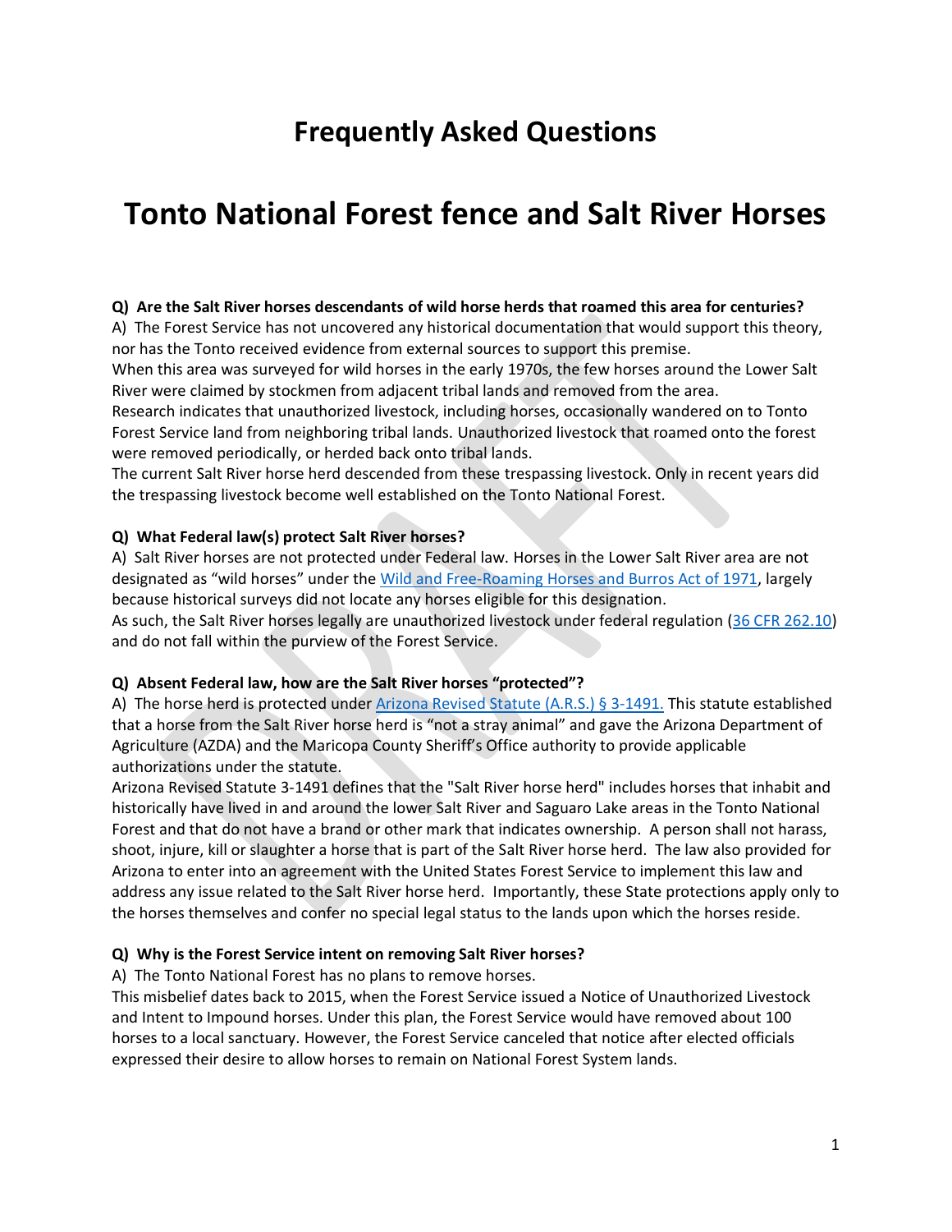# Frequently Asked Questions

# Tonto National Forest fence and Salt River Horses

**Q) Are the Salt River horses descendants of wild horse herds that roamed this area for centuries?**

A) The Forest Service has not uncovered any historical documentation that would support this theory, nor has the Tonto received evidence from external sources to support this premise.

When this area was surveyed for wild horses in the early 1970s, the few horses around the Lower Salt River were claimed by stockmen from adjacent tribal lands and removed from the area.

Research indicates that unauthorized livestock, including horses, occasionally wandered on to Tonto Forest Service land from neighboring tribal lands. Unauthorized livestock that roamed onto the forest were removed periodically, or herded back onto tribal lands.

The current Salt River horse herd descended from these trespassing livestock. Only in recent years did the trespassing livestock become well established on the Tonto National Forest.

**Q) What Federal law(s) protect Salt River horses?**

A) Salt River horses are not protected under Federal law. Horses in the Lower Salt River area are not designated as "wild horses" under the Wild and Free-Roaming Horses and Burros Act of 1971, largely because historical surveys did not locate any horses eligible for this designation.

As such, the Salt River horses legally are unauthorized livestock under federal regulation (36 CFR 262.10) and do not fall within the purview of the Forest Service.

**Q) Absent Federal law, how are the Salt River horses "protected"?**

A) The horse herd is protected under Arizona Revised Statute (A.R.S.) § 3-1491. This statute established that a horse from the Salt River horse herd is "not a stray animal" and gave the Arizona Department of Agriculture (AZDA) and the Maricopa County Sheriff's Office authority to provide applicable authorizations under the statute.

Arizona Revised Statute 3-1491 defines that the "Salt River horse herd" includes horses that inhabit and historically have lived in and around the lower Salt River and Saguaro Lake areas in the Tonto National Forest and that do not have a brand or other mark that indicates ownership. A person shall not harass, shoot, injure, kill or slaughter a horse that is part of the Salt River horse herd. The law also provided for Arizona to enter into an agreement with the United States Forest Service to implement this law and address any issue related to the Salt River horse herd. Importantly, these State protections apply only to the horses themselves and confer no special legal status to the lands upon which the horses reside.

**Q) Why is the Forest Service intent on removing Salt River horses?**

A) The Tonto National Forest has no plans to remove horses.

This misbelief dates back to 2015, when the Forest Service issued a Notice of Unauthorized Livestock and Intent to Impound horses. Under this plan, the Forest Service would have removed about 100 horses to a local sanctuary. However, the Forest Service canceled that notice after elected officials expressed their desire to allow horses to remain on National Forest System lands.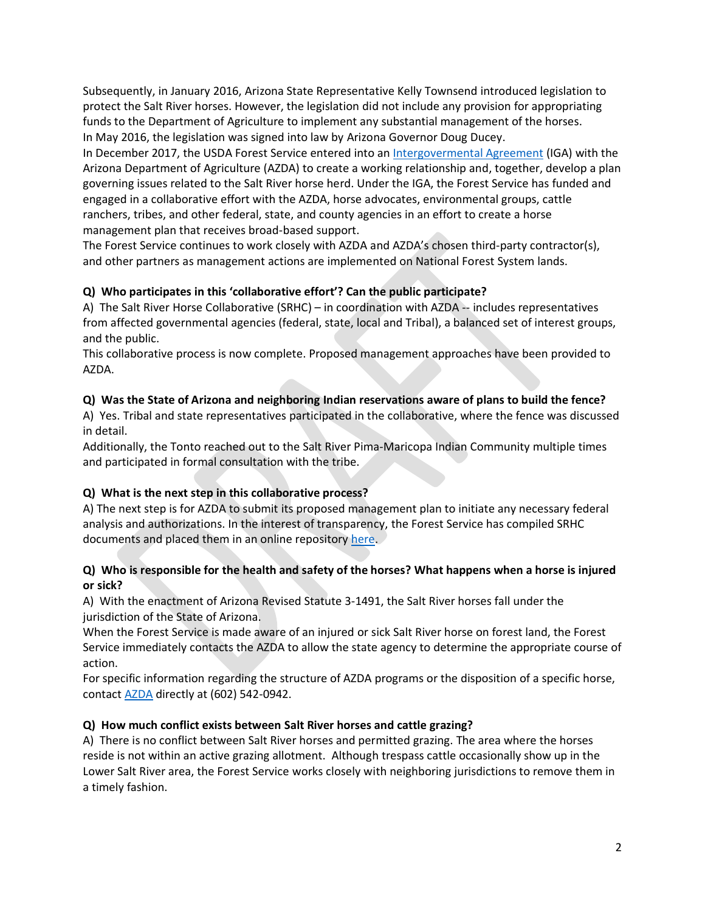Subsequently, in January 2016, Arizona State Representative Kelly Townsend introduced legislation to protect the Salt River horses. However, the legislation did not include any provision for appropriating funds to the Department of Agriculture to implement any substantial management of the horses.

In May 2016, the legislation was signed into law by Arizona Governor Doug Ducey.

In December 2017, the USDA Forest Service entered into an Intergovermental Agreement (IGA) with the Arizona Department of Agriculture (AZDA) to create a working relationship and, together, develop a plan governing issues related to the Salt River horse herd. Under the IGA, the Forest Service has funded and engaged in a collaborative effort with the AZDA, horse advocates, environmental groups, cattle ranchers, tribes, and other federal, state, and county agencies in an effort to create a horse management plan that receives broad-based support.

The Forest Service continues to work closely with AZDA and AZDA's chosen third-party contractor(s), and other partners as management actions are implemented on National Forest System lands.

**Q) Who participates in this 'collaborative effort'? Can the public participate?**

A) The Salt River Horse Collaborative (SRHC) – in coordination with AZDA -- includes representatives from affected governmental agencies (federal, state, local and Tribal), a balanced set of interest groups, and the public.

This collaborative process is now complete. Proposed management approaches have been provided to AZDA.

**Q) Was the State of Arizona and neighboring Indian reservations aware of plans to build the fence?**

A) Yes. Tribal and state representatives participated in the collaborative, where the fence was discussed in detail.

Additionally, the Tonto reached out to the Salt River Pima-Maricopa Indian Community multiple times and participated in formal consultation with the tribe.

**Q) What is the next step in this collaborative process?**

A) The next step is for AZDA to submit its proposed management plan to initiate any necessary federal analysis and authorizations. In the interest of transparency, the Forest Service has compiled SRHC documents and placed them in an online repository here.

**Q) Who is responsible for the health and safety of the horses? What happens when a horse is injured or sick?**

A) With the enactment of Arizona Revised Statute 3-1491, the Salt River horses fall under the jurisdiction of the State of Arizona.

When the Forest Service is made aware of an injured or sick Salt River horse on forest land, the Forest Service immediately contacts the AZDA to allow the state agency to determine the appropriate course of action.

For specific information regarding the structure of AZDA programs or the disposition of a specific horse, contact AZDA directly at (602) 542-0942.

**Q) How much conflict exists between Salt River horses and cattle grazing?**

A) There is no conflict between Salt River horses and permitted grazing. The area where the horses reside is not within an active grazing allotment. Although trespass cattle occasionally show up in the Lower Salt River area, the Forest Service works closely with neighboring jurisdictions to remove them in a timely fashion.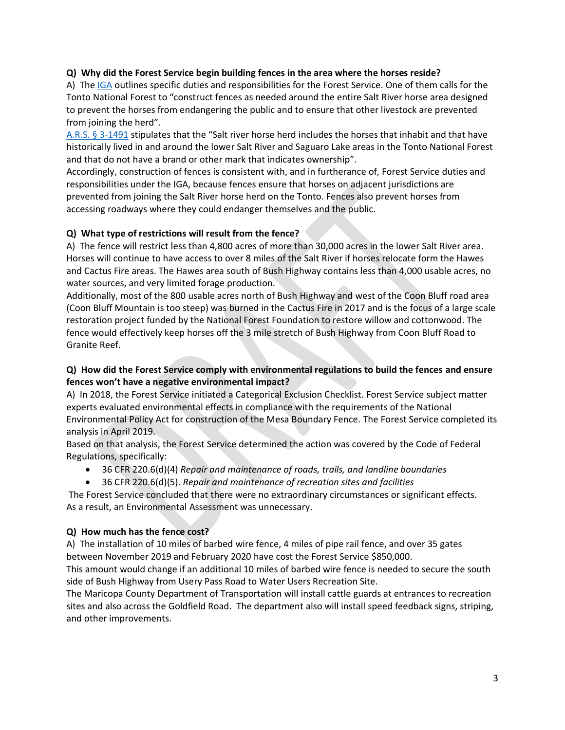**Q) Why did the Forest Service begin building fences in the area where the horses reside?**

A) The IGA outlines specific duties and responsibilities for the Forest Service. One of them calls for the Tonto National Forest to "construct fences as needed around the entire Salt River horse area designed to prevent the horses from endangering the public and to ensure that other livestock are prevented from joining the herd".

A.R.S. § 3-1491 stipulates that the "Salt river horse herd includes the horses that inhabit and that have historically lived in and around the lower Salt River and Saguaro Lake areas in the Tonto National Forest and that do not have a brand or other mark that indicates ownership".

Accordingly, construction of fences is consistent with, and in furtherance of, Forest Service duties and responsibilities under the IGA, because fences ensure that horses on adjacent jurisdictions are prevented from joining the Salt River horse herd on the Tonto. Fences also prevent horses from accessing roadways where they could endanger themselves and the public.

**Q) What type of restrictions will result from the fence?**

A) The fence will restrict less than 4,800 acres of more than 30,000 acres in the lower Salt River area. Horses will continue to have access to over 8 miles of the Salt River if horses relocate form the Hawes and Cactus Fire areas. The Hawes area south of Bush Highway contains less than 4,000 usable acres, no water sources, and very limited forage production.

Additionally, most of the 800 usable acres north of Bush Highway and west of the Coon Bluff road area (Coon Bluff Mountain is too steep) was burned in the Cactus Fire in 2017 and is the focus of a large scale restoration project funded by the National Forest Foundation to restore willow and cottonwood. The fence would effectively keep horses off the 3 mile stretch of Bush Highway from Coon Bluff Road to Granite Reef.

**Q) How did the Forest Service comply with environmental regulations to build the fences and ensure fences won't have a negative environmental impact?**

A) In 2018, the Forest Service initiated a Categorical Exclusion Checklist. Forest Service subject matter experts evaluated environmental effects in compliance with the requirements of the National Environmental Policy Act for construction of the Mesa Boundary Fence. The Forest Service completed its analysis in April 2019.

Based on that analysis, the Forest Service determined the action was covered by the Code of Federal Regulations, specifically:

- 36 CFR 220.6(d)(4) *Repair and maintenance of roads, trails, and landline boundaries*
- 36 CFR 220.6(d)(5). *Repair and maintenance of recreation sites and facilities*

The Forest Service concluded that there were no extraordinary circumstances or significant effects. As a result, an Environmental Assessment was unnecessary.

**Q) How much has the fence cost?**

A) The installation of 10 miles of barbed wire fence, 4 miles of pipe rail fence, and over 35 gates between November 2019 and February 2020 have cost the Forest Service $850,000.

This amount would change if an additional 10 miles of barbed wire fence is needed to secure the south side of Bush Highway from Usery Pass Road to Water Users Recreation Site.

The Maricopa County Department of Transportation will install cattle guards at entrances to recreation sites and also across the Goldfield Road. The department also will install speed feedback signs, striping, and other improvements.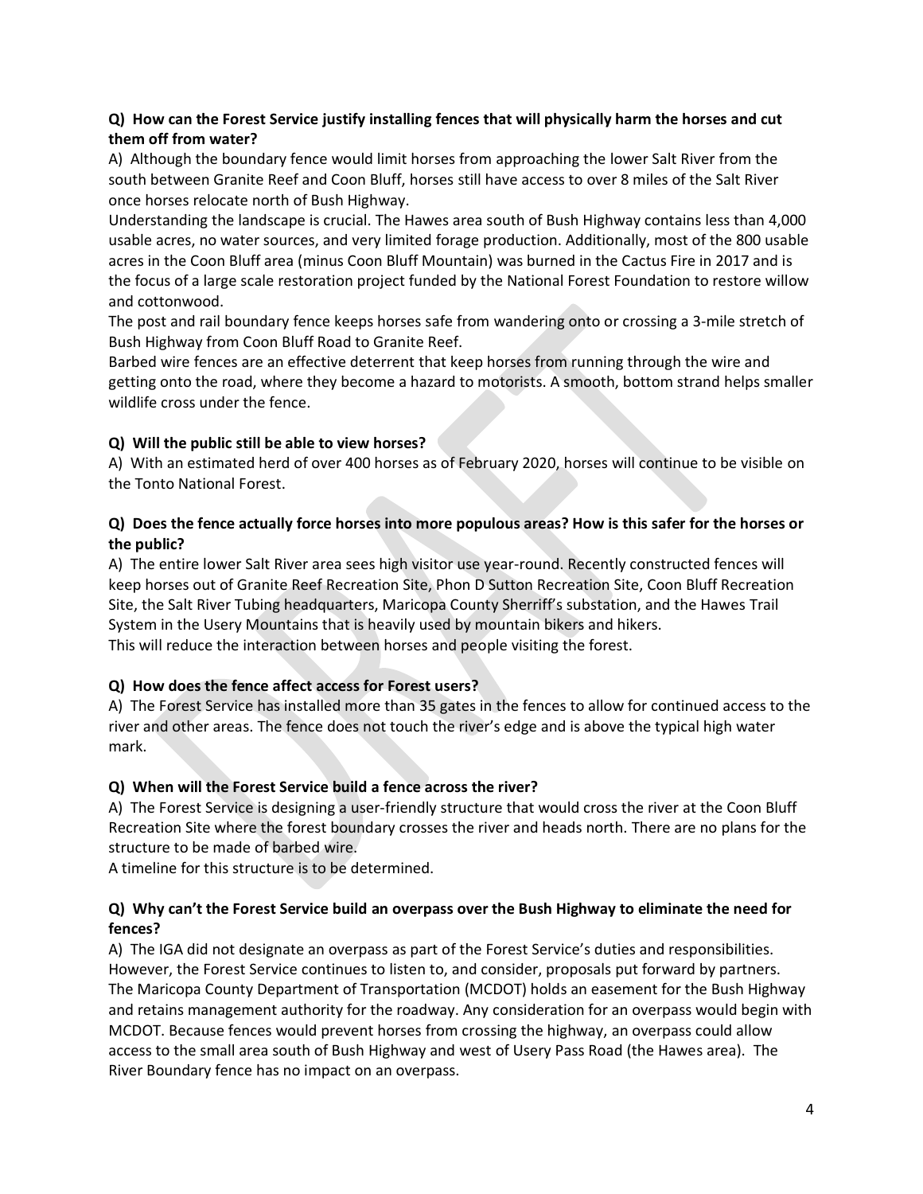**Q) How can the Forest Service justify installing fences that will physically harm the horses and cut them off from water?**

A) Although the boundary fence would limit horses from approaching the lower Salt River from the south between Granite Reef and Coon Bluff, horses still have access to over 8 miles of the Salt River once horses relocate north of Bush Highway.

Understanding the landscape is crucial. The Hawes area south of Bush Highway contains less than 4,000 usable acres, no water sources, and very limited forage production. Additionally, most of the 800 usable acres in the Coon Bluff area (minus Coon Bluff Mountain) was burned in the Cactus Fire in 2017 and is the focus of a large scale restoration project funded by the National Forest Foundation to restore willow and cottonwood.

The post and rail boundary fence keeps horses safe from wandering onto or crossing a 3-mile stretch of Bush Highway from Coon Bluff Road to Granite Reef.

Barbed wire fences are an effective deterrent that keep horses from running through the wire and getting onto the road, where they become a hazard to motorists. A smooth, bottom strand helps smaller wildlife cross under the fence.

**Q) Will the public still be able to view horses?**

A) With an estimated herd of over 400 horses as of February 2020, horses will continue to be visible on the Tonto National Forest.

**Q) Does the fence actually force horses into more populous areas? How is this safer for the horses or the public?**

A) The entire lower Salt River area sees high visitor use year-round. Recently constructed fences will keep horses out of Granite Reef Recreation Site, Phon D Sutton Recreation Site, Coon Bluff Recreation Site, the Salt River Tubing headquarters, Maricopa County Sherriff's substation, and the Hawes Trail System in the Usery Mountains that is heavily used by mountain bikers and hikers.

This will reduce the interaction between horses and people visiting the forest.

**Q) How does the fence affect access for Forest users?**

A) The Forest Service has installed more than 35 gates in the fences to allow for continued access to the river and other areas. The fence does not touch the river's edge and is above the typical high water mark.

**Q) When will the Forest Service build a fence across the river?**

A) The Forest Service is designing a user-friendly structure that would cross the river at the Coon Bluff Recreation Site where the forest boundary crosses the river and heads north. There are no plans for the structure to be made of barbed wire.

A timeline for this structure is to be determined.

**Q) Why can't the Forest Service build an overpass over the Bush Highway to eliminate the need for fences?**

A) The IGA did not designate an overpass as part of the Forest Service's duties and responsibilities. However, the Forest Service continues to listen to, and consider, proposals put forward by partners. The Maricopa County Department of Transportation (MCDOT) holds an easement for the Bush Highway and retains management authority for the roadway. Any consideration for an overpass would begin with MCDOT. Because fences would prevent horses from crossing the highway, an overpass could allow access to the small area south of Bush Highway and west of Usery Pass Road (the Hawes area). The River Boundary fence has no impact on an overpass.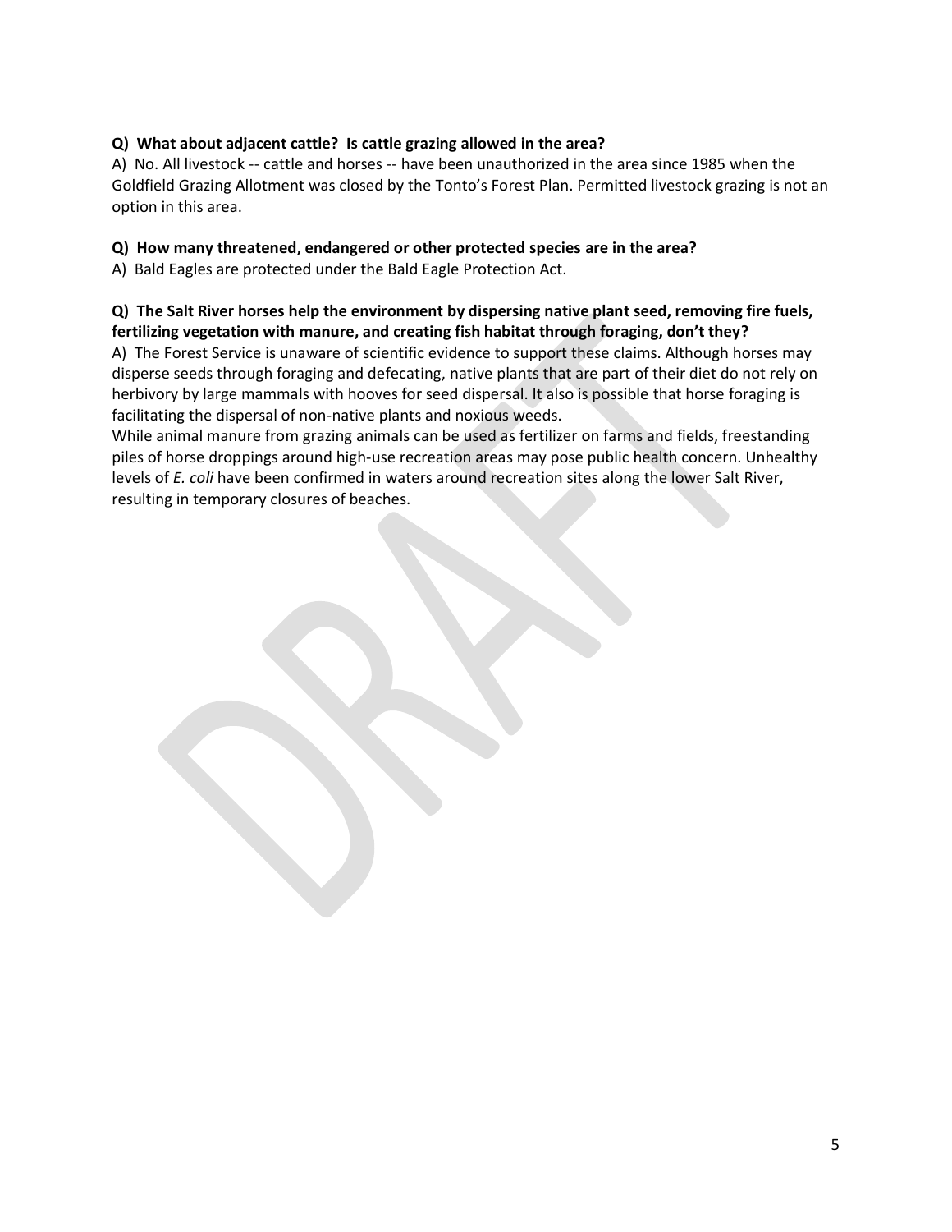**Q) What about adjacent cattle? Is cattle grazing allowed in the area?**

A) No. All livestock -- cattle and horses -- have been unauthorized in the area since 1985 when the Goldfield Grazing Allotment was closed by the Tonto's Forest Plan. Permitted livestock grazing is not an option in this area.

**Q) How many threatened, endangered or other protected species are in the area?**

A) Bald Eagles are protected under the Bald Eagle Protection Act.

**Q) The Salt River horses help the environment by dispersing native plant seed, removing fire fuels, fertilizing vegetation with manure, and creating fish habitat through foraging, don't they?**

A) The Forest Service is unaware of scientific evidence to support these claims. Although horses may disperse seeds through foraging and defecating, native plants that are part of their diet do not rely on herbivory by large mammals with hooves for seed dispersal. It also is possible that horse foraging is facilitating the dispersal of non-native plants and noxious weeds.

While animal manure from grazing animals can be used as fertilizer on farms and fields, freestanding piles of horse droppings around high-use recreation areas may pose public health concern. Unhealthy levels of *E. coli* have been confirmed in waters around recreation sites along the lower Salt River, resulting in temporary closures of beaches.